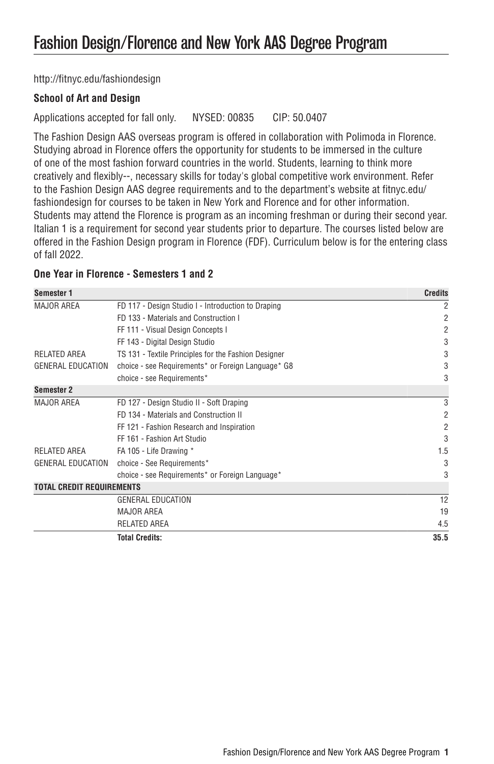# Fashion Design/Florence and New York AAS Degree Program

http://fitnyc.edu/fashiondesign

**School of Art and Design**

Applications accepted for fall only. NYSED: 00835 CIP: 50.0407

The Fashion Design AAS overseas program is offered in collaboration with Polimoda in Florence. Studying abroad in Florence offers the opportunity for students to be immersed in the culture of one of the most fashion forward countries in the world. Students, learning to think more creatively and flexibly--, necessary skills for today's global competitive work environment. Refer to the Fashion Design AAS degree requirements and to the department's website at fitnyc.edu/fashiondesign for courses to be taken in New York and Florence and for other information. Students may attend the Florence is program as an incoming freshman or during their second year. Italian 1 is a requirement for second year students prior to departure. The courses listed below are offered in the Fashion Design program in Florence (FDF). Curriculum below is for the entering class of fall 2022.

### One Year in Florence - Semesters 1 and 2

| Semester 1 | | Credits |
|---|---|---|
| MAJOR AREA | FD 117 - Design Studio I - Introduction to Draping | 2 |
| | FD 133 - Materials and Construction I | 2 |
| | FF 111 - Visual Design Concepts I | 2 |
| | FF 143 - Digital Design Studio | 3 |
| RELATED AREA | TS 131 - Textile Principles for the Fashion Designer | 3 |
| GENERAL EDUCATION | choice - see Requirements* or Foreign Language* G8 | 3 |
| | choice - see Requirements* | 3 |
| **Semester 2** | | |
| MAJOR AREA | FD 127 - Design Studio II - Soft Draping | 3 |
| | FD 134 - Materials and Construction II | 2 |
| | FF 121 - Fashion Research and Inspiration | 2 |
| | FF 161 - Fashion Art Studio | 3 |
| RELATED AREA | FA 105 - Life Drawing * | 1.5 |
| GENERAL EDUCATION | choice - See Requirements* | 3 |
| | choice - see Requirements* or Foreign Language* | 3 |
| **TOTAL CREDIT REQUIREMENTS** | | |
| | GENERAL EDUCATION | 12 |
| | MAJOR AREA | 19 |
| | RELATED AREA | 4.5 |
| | **Total Credits:** | **35.5** |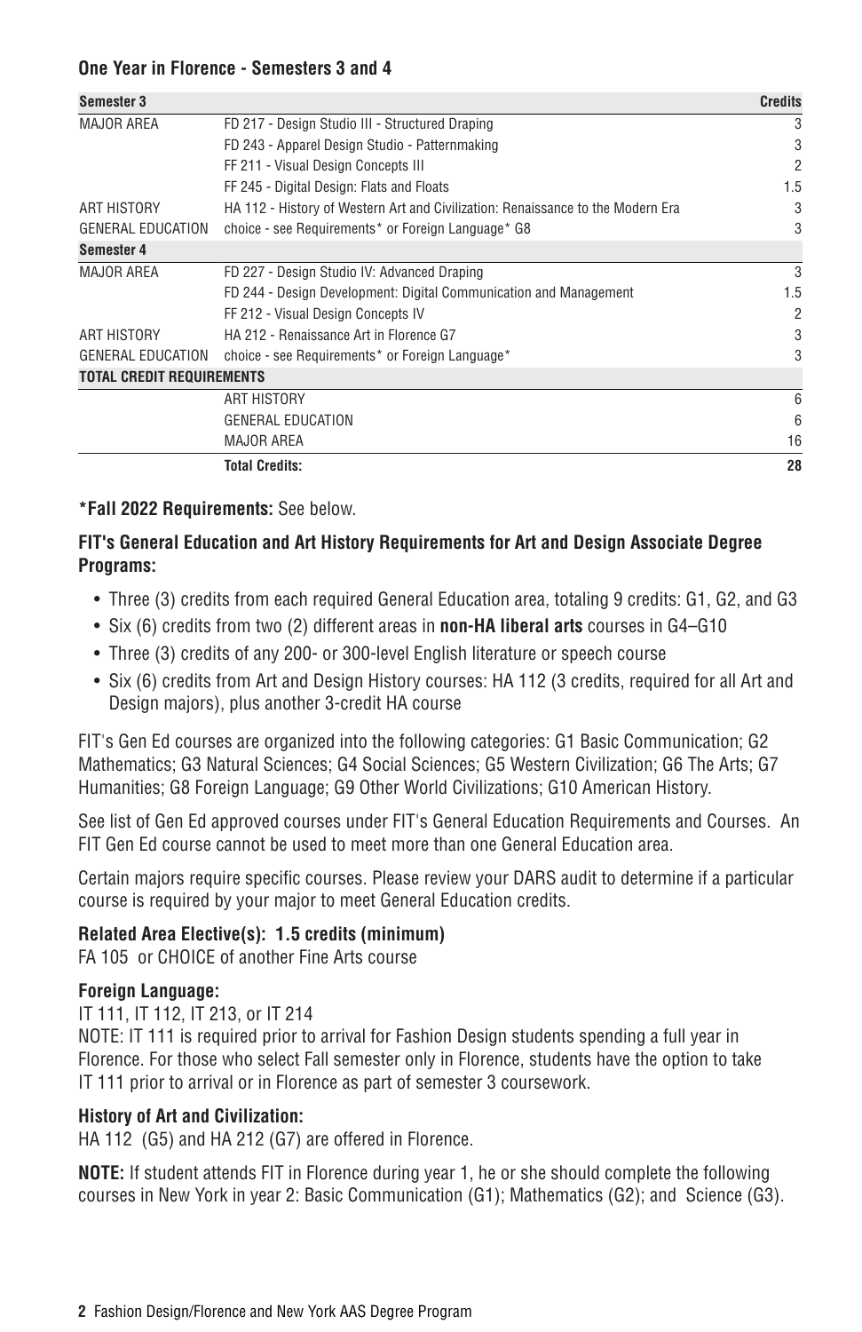## One Year in Florence - Semesters 3 and 4

| Semester 3 | | Credits |
|---|---|---|
| MAJOR AREA | FD 217 - Design Studio III - Structured Draping | 3 |
| | FD 243 - Apparel Design Studio - Patternmaking | 3 |
| | FF 211 - Visual Design Concepts III | 2 |
| | FF 245 - Digital Design: Flats and Floats | 1.5 |
| ART HISTORY | HA 112 - History of Western Art and Civilization: Renaissance to the Modern Era | 3 |
| GENERAL EDUCATION | choice - see Requirements* or Foreign Language* G8 | 3 |
| **Semester 4** | | |
| MAJOR AREA | FD 227 - Design Studio IV: Advanced Draping | 3 |
| | FD 244 - Design Development: Digital Communication and Management | 1.5 |
| | FF 212 - Visual Design Concepts IV | 2 |
| ART HISTORY | HA 212 - Renaissance Art in Florence G7 | 3 |
| GENERAL EDUCATION | choice - see Requirements* or Foreign Language* | 3 |
| **TOTAL CREDIT REQUIREMENTS** | | |
| | ART HISTORY | 6 |
| | GENERAL EDUCATION | 6 |
| | MAJOR AREA | 16 |
| | **Total Credits:** | **28** |

**\*Fall 2022 Requirements:** See below.

### FIT's General Education and Art History Requirements for Art and Design Associate Degree Programs:

- Three (3) credits from each required General Education area, totaling 9 credits: G1, G2, and G3
- Six (6) credits from two (2) different areas in **non-HA liberal arts** courses in G4–G10
- Three (3) credits of any 200- or 300-level English literature or speech course
- Six (6) credits from Art and Design History courses: HA 112 (3 credits, required for all Art and Design majors), plus another 3-credit HA course

FIT's Gen Ed courses are organized into the following categories: G1 Basic Communication; G2 Mathematics; G3 Natural Sciences; G4 Social Sciences; G5 Western Civilization; G6 The Arts; G7 Humanities; G8 Foreign Language; G9 Other World Civilizations; G10 American History.

See list of Gen Ed approved courses under FIT's General Education Requirements and Courses. An FIT Gen Ed course cannot be used to meet more than one General Education area.

Certain majors require specific courses. Please review your DARS audit to determine if a particular course is required by your major to meet General Education credits.

### Related Area Elective(s): 1.5 credits (minimum)

FA 105 or CHOICE of another Fine Arts course

### Foreign Language:

IT 111, IT 112, IT 213, or IT 214

NOTE: IT 111 is required prior to arrival for Fashion Design students spending a full year in Florence. For those who select Fall semester only in Florence, students have the option to take IT 111 prior to arrival or in Florence as part of semester 3 coursework.

### History of Art and Civilization:

HA 112 (G5) and HA 212 (G7) are offered in Florence.

**NOTE:** If student attends FIT in Florence during year 1, he or she should complete the following courses in New York in year 2: Basic Communication (G1); Mathematics (G2); and Science (G3).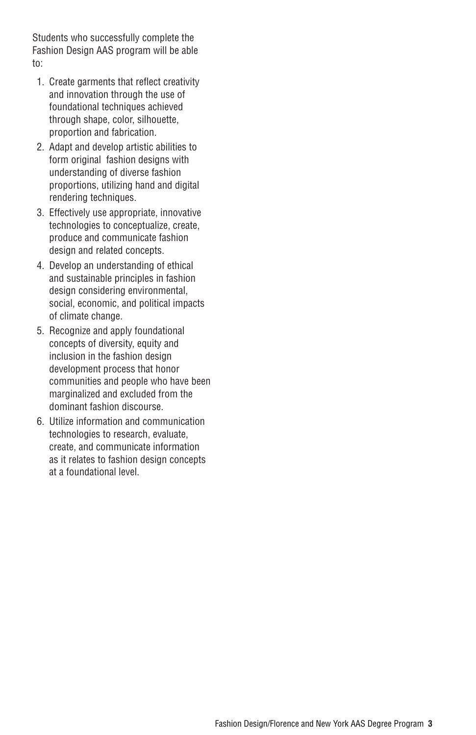Students who successfully complete the Fashion Design AAS program will be able to:

1. Create garments that reflect creativity and innovation through the use of foundational techniques achieved through shape, color, silhouette, proportion and fabrication.
2. Adapt and develop artistic abilities to form original fashion designs with understanding of diverse fashion proportions, utilizing hand and digital rendering techniques.
3. Effectively use appropriate, innovative technologies to conceptualize, create, produce and communicate fashion design and related concepts.
4. Develop an understanding of ethical and sustainable principles in fashion design considering environmental, social, economic, and political impacts of climate change.
5. Recognize and apply foundational concepts of diversity, equity and inclusion in the fashion design development process that honor communities and people who have been marginalized and excluded from the dominant fashion discourse.
6. Utilize information and communication technologies to research, evaluate, create, and communicate information as it relates to fashion design concepts at a foundational level.